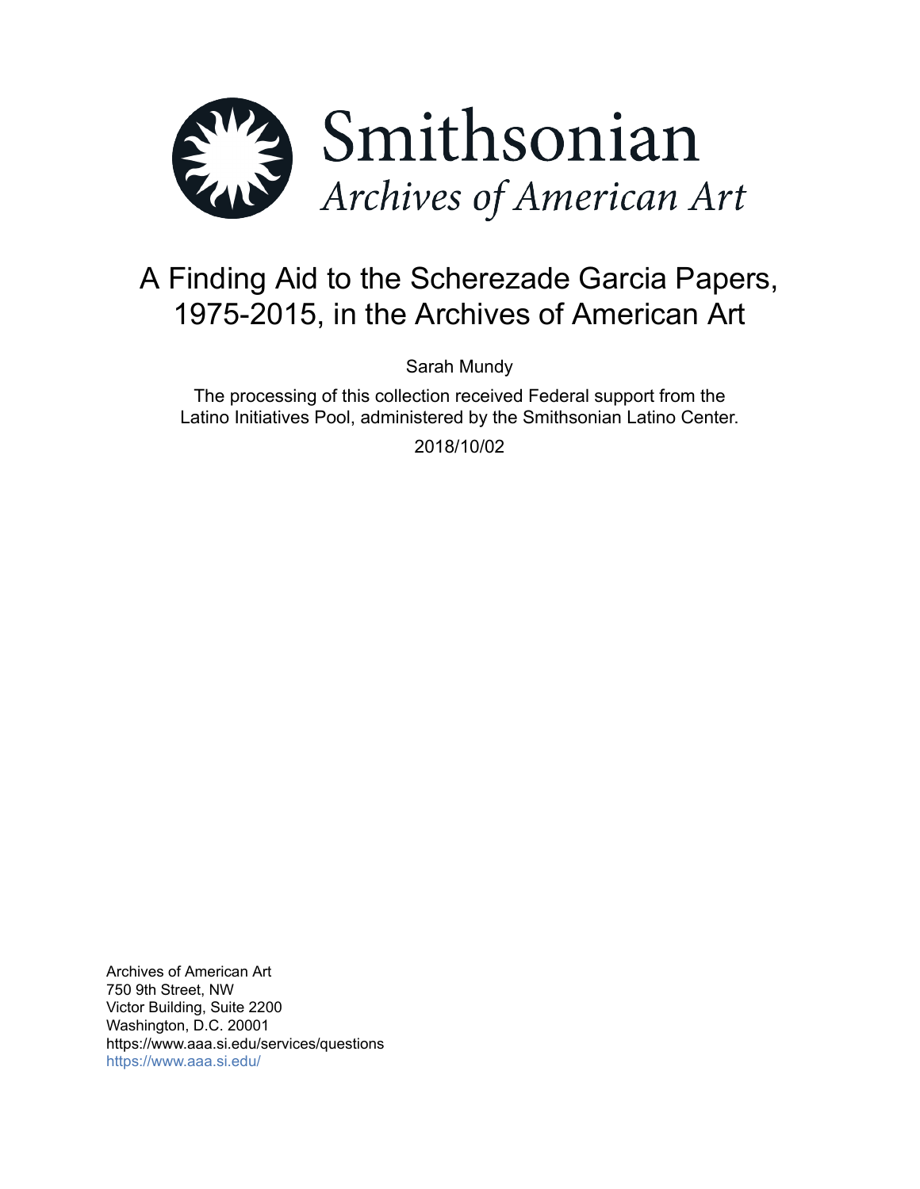Smithsonian

*Archives of American Art*

# A Finding Aid to the Scherezade Garcia Papers, 1975-2015, in the Archives of American Art

Sarah Mundy

The processing of this collection received Federal support from the Latino Initiatives Pool, administered by the Smithsonian Latino Center.

2018/10/02

Archives of American Art
750 9th Street, NW
Victor Building, Suite 2200
Washington, D.C. 20001
https://www.aaa.si.edu/services/questions
https://www.aaa.si.edu/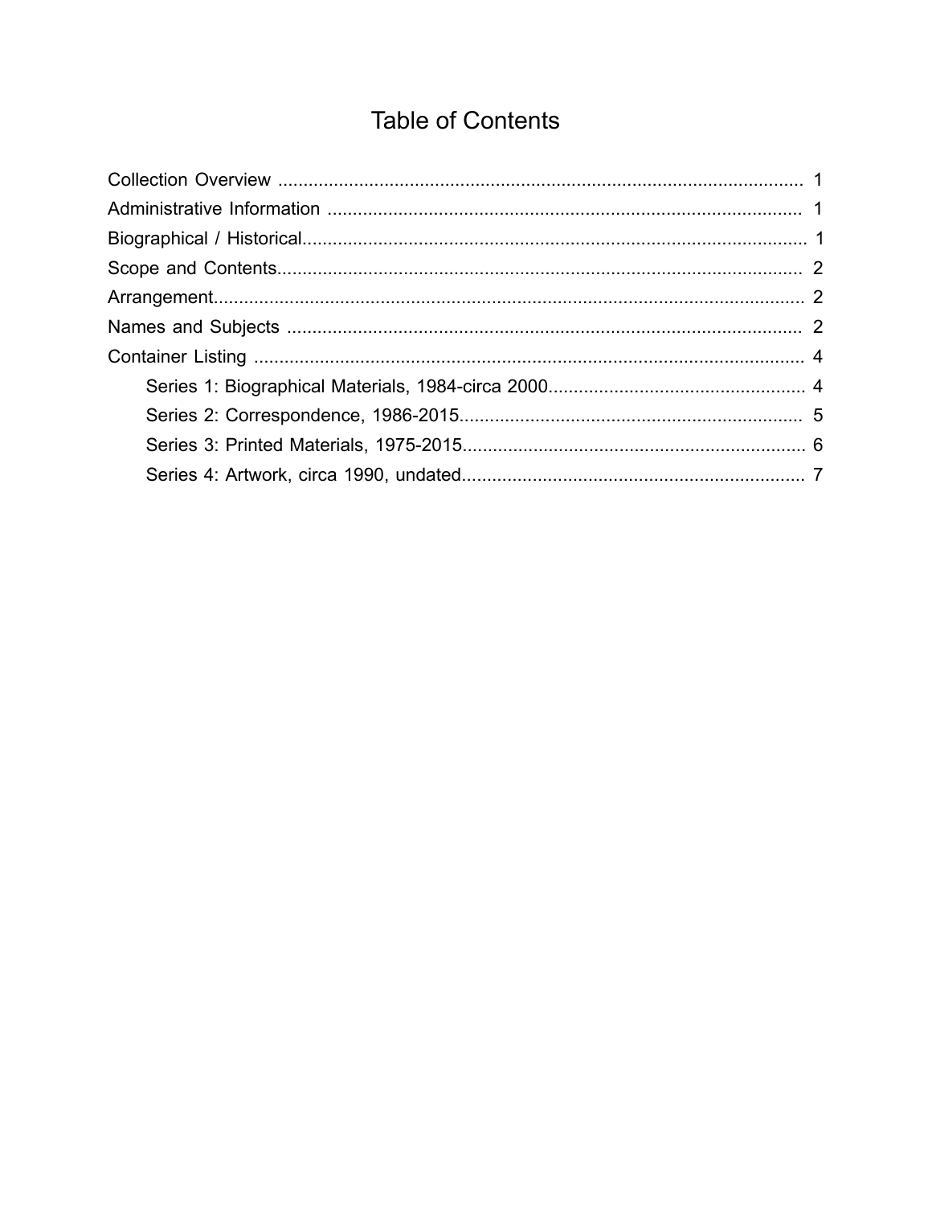# Table of Contents

- Collection Overview .......... 1
- Administrative Information .......... 1
- Biographical / Historical .......... 1
- Scope and Contents .......... 2
- Arrangement .......... 2
- Names and Subjects .......... 2
- Container Listing .......... 4
  - Series 1: Biographical Materials, 1984-circa 2000 .......... 4
  - Series 2: Correspondence, 1986-2015 .......... 5
  - Series 3: Printed Materials, 1975-2015 .......... 6
  - Series 4: Artwork, circa 1990, undated .......... 7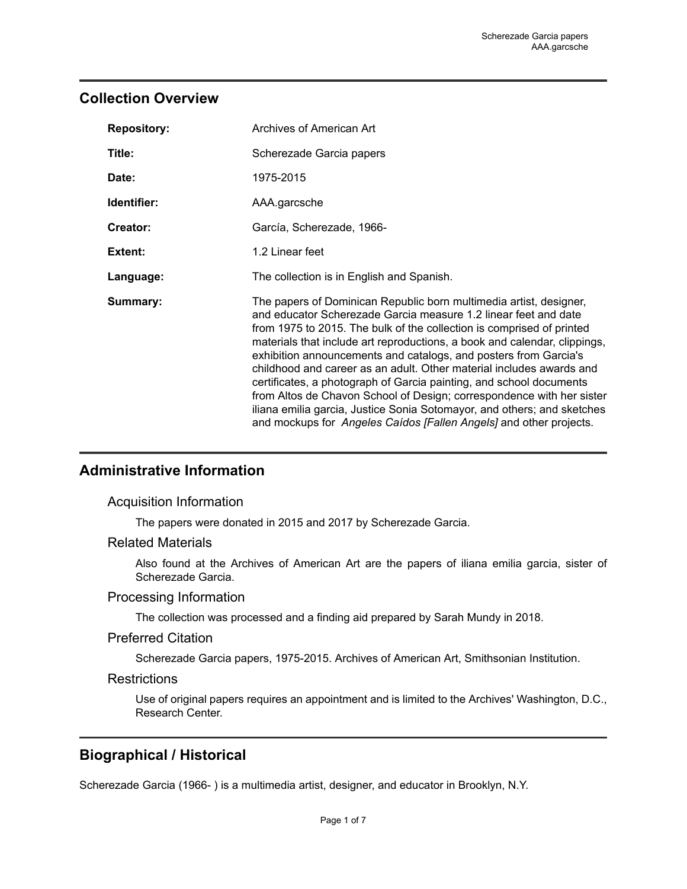## Collection Overview

| | |
|---|---|
| **Repository:** | Archives of American Art |
| **Title:** | Scherezade Garcia papers |
| **Date:** | 1975-2015 |
| **Identifier:** | AAA.garcsche |
| **Creator:** | García, Scherezade, 1966- |
| **Extent:** | 1.2 Linear feet |
| **Language:** | The collection is in English and Spanish. |
| **Summary:** | The papers of Dominican Republic born multimedia artist, designer, and educator Scherezade Garcia measure 1.2 linear feet and date from 1975 to 2015. The bulk of the collection is comprised of printed materials that include art reproductions, a book and calendar, clippings, exhibition announcements and catalogs, and posters from Garcia's childhood and career as an adult. Other material includes awards and certificates, a photograph of Garcia painting, and school documents from Altos de Chavon School of Design; correspondence with her sister iliana emilia garcia, Justice Sonia Sotomayor, and others; and sketches and mockups for *Angeles Caídos [Fallen Angels]* and other projects. |

## Administrative Information

### Acquisition Information

The papers were donated in 2015 and 2017 by Scherezade Garcia.

### Related Materials

Also found at the Archives of American Art are the papers of iliana emilia garcia, sister of Scherezade Garcia.

### Processing Information

The collection was processed and a finding aid prepared by Sarah Mundy in 2018.

### Preferred Citation

Scherezade Garcia papers, 1975-2015. Archives of American Art, Smithsonian Institution.

### Restrictions

Use of original papers requires an appointment and is limited to the Archives' Washington, D.C., Research Center.

## Biographical / Historical

Scherezade Garcia (1966- ) is a multimedia artist, designer, and educator in Brooklyn, N.Y.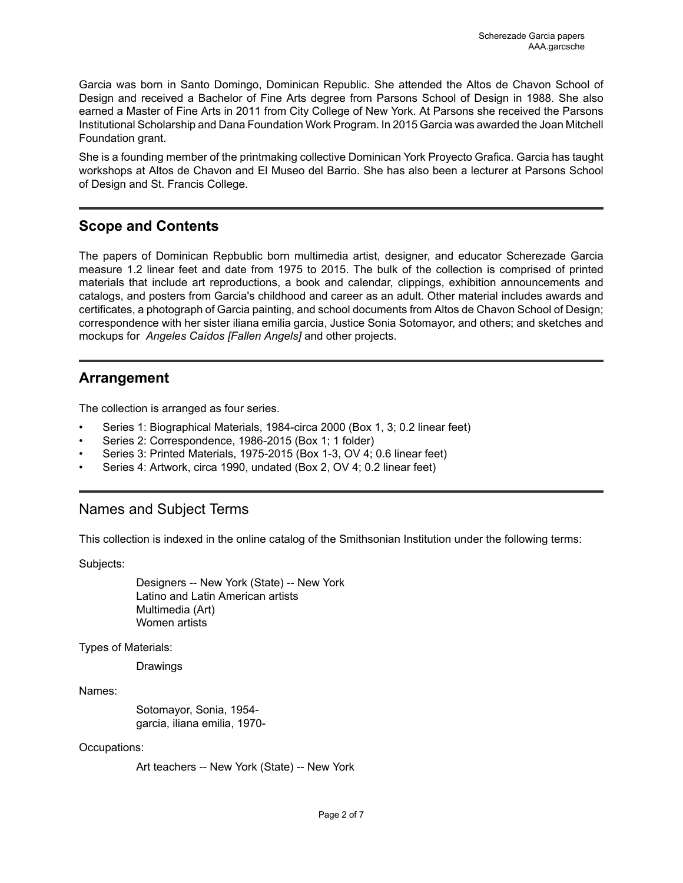Garcia was born in Santo Domingo, Dominican Republic. She attended the Altos de Chavon School of Design and received a Bachelor of Fine Arts degree from Parsons School of Design in 1988. She also earned a Master of Fine Arts in 2011 from City College of New York. At Parsons she received the Parsons Institutional Scholarship and Dana Foundation Work Program. In 2015 Garcia was awarded the Joan Mitchell Foundation grant.

She is a founding member of the printmaking collective Dominican York Proyecto Grafica. Garcia has taught workshops at Altos de Chavon and El Museo del Barrio. She has also been a lecturer at Parsons School of Design and St. Francis College.

## Scope and Contents

The papers of Dominican Repbublic born multimedia artist, designer, and educator Scherezade Garcia measure 1.2 linear feet and date from 1975 to 2015. The bulk of the collection is comprised of printed materials that include art reproductions, a book and calendar, clippings, exhibition announcements and catalogs, and posters from Garcia's childhood and career as an adult. Other material includes awards and certificates, a photograph of Garcia painting, and school documents from Altos de Chavon School of Design; correspondence with her sister iliana emilia garcia, Justice Sonia Sotomayor, and others; and sketches and mockups for *Angeles Caídos [Fallen Angels]* and other projects.

## Arrangement

The collection is arranged as four series.

- Series 1: Biographical Materials, 1984-circa 2000 (Box 1, 3; 0.2 linear feet)
- Series 2: Correspondence, 1986-2015 (Box 1; 1 folder)
- Series 3: Printed Materials, 1975-2015 (Box 1-3, OV 4; 0.6 linear feet)
- Series 4: Artwork, circa 1990, undated (Box 2, OV 4; 0.2 linear feet)

## Names and Subject Terms

This collection is indexed in the online catalog of the Smithsonian Institution under the following terms:

Subjects:

Designers -- New York (State) -- New York
Latino and Latin American artists
Multimedia (Art)
Women artists

Types of Materials:

Drawings

Names:

Sotomayor, Sonia, 1954-
garcia, iliana emilia, 1970-

Occupations:

Art teachers -- New York (State) -- New York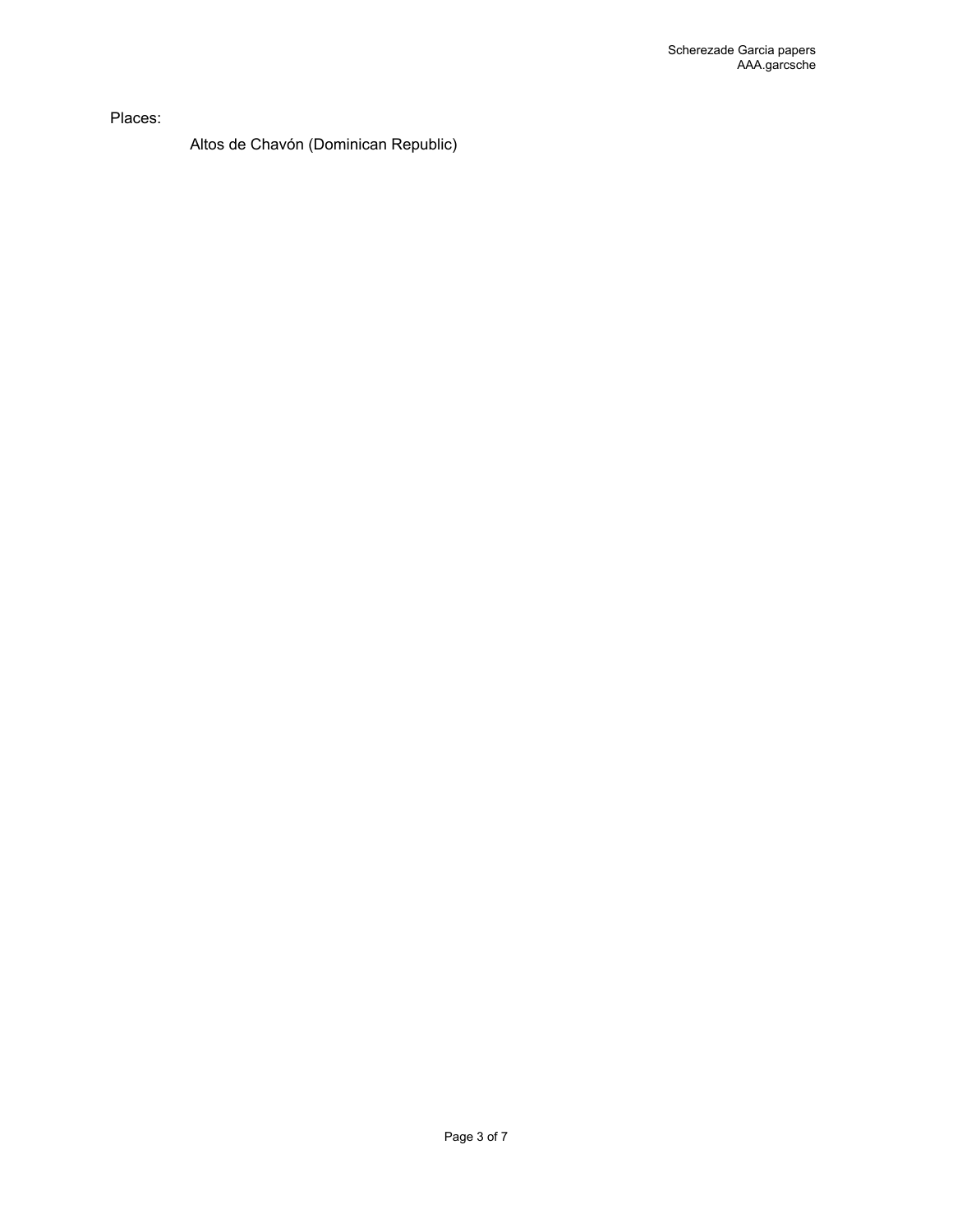Places:

- Altos de Chavón (Dominican Republic)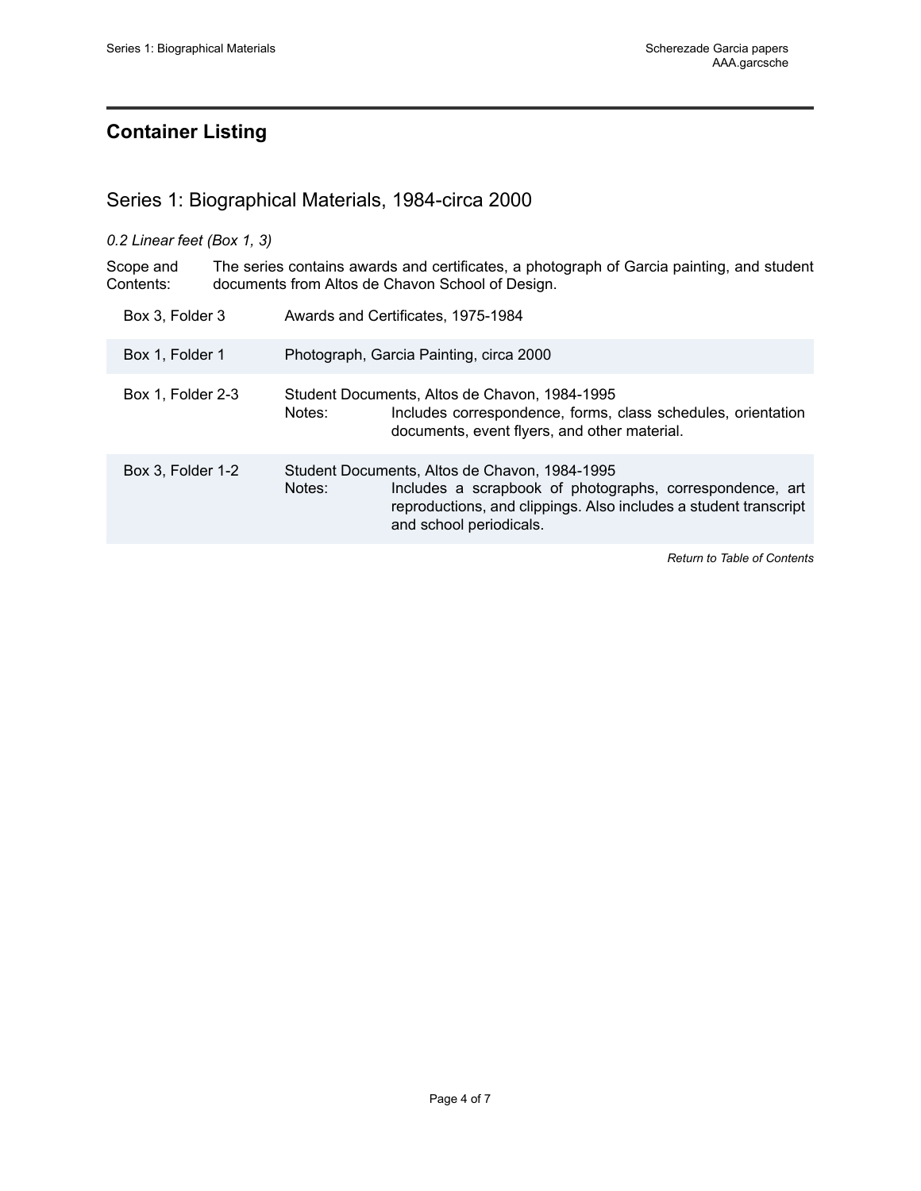## Container Listing

### Series 1: Biographical Materials, 1984-circa 2000

*0.2 Linear feet (Box 1, 3)*

Scope and Contents: The series contains awards and certificates, a photograph of Garcia painting, and student documents from Altos de Chavon School of Design.

| | |
|---|---|
| Box 3, Folder 3 | Awards and Certificates, 1975-1984 |
| Box 1, Folder 1 | Photograph, Garcia Painting, circa 2000 |
| Box 1, Folder 2-3 | Student Documents, Altos de Chavon, 1984-1995<br>Notes: Includes correspondence, forms, class schedules, orientation documents, event flyers, and other material. |
| Box 3, Folder 1-2 | Student Documents, Altos de Chavon, 1984-1995<br>Notes: Includes a scrapbook of photographs, correspondence, art reproductions, and clippings. Also includes a student transcript and school periodicals. |

*Return to Table of Contents*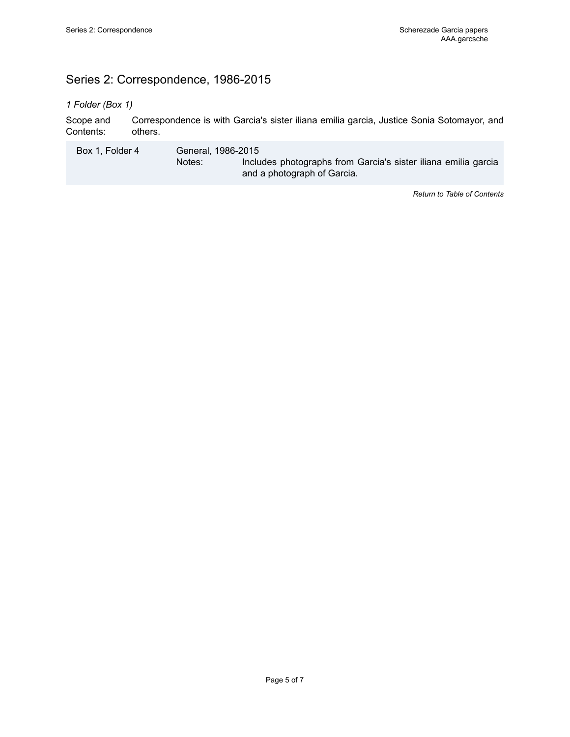## Series 2: Correspondence, 1986-2015

*1 Folder (Box 1)*

Scope and Contents: Correspondence is with Garcia's sister iliana emilia garcia, Justice Sonia Sotomayor, and others.

| | |
|---|---|
| Box 1, Folder 4 | General, 1986-2015<br>Notes: Includes photographs from Garcia's sister iliana emilia garcia and a photograph of Garcia. |

*Return to Table of Contents*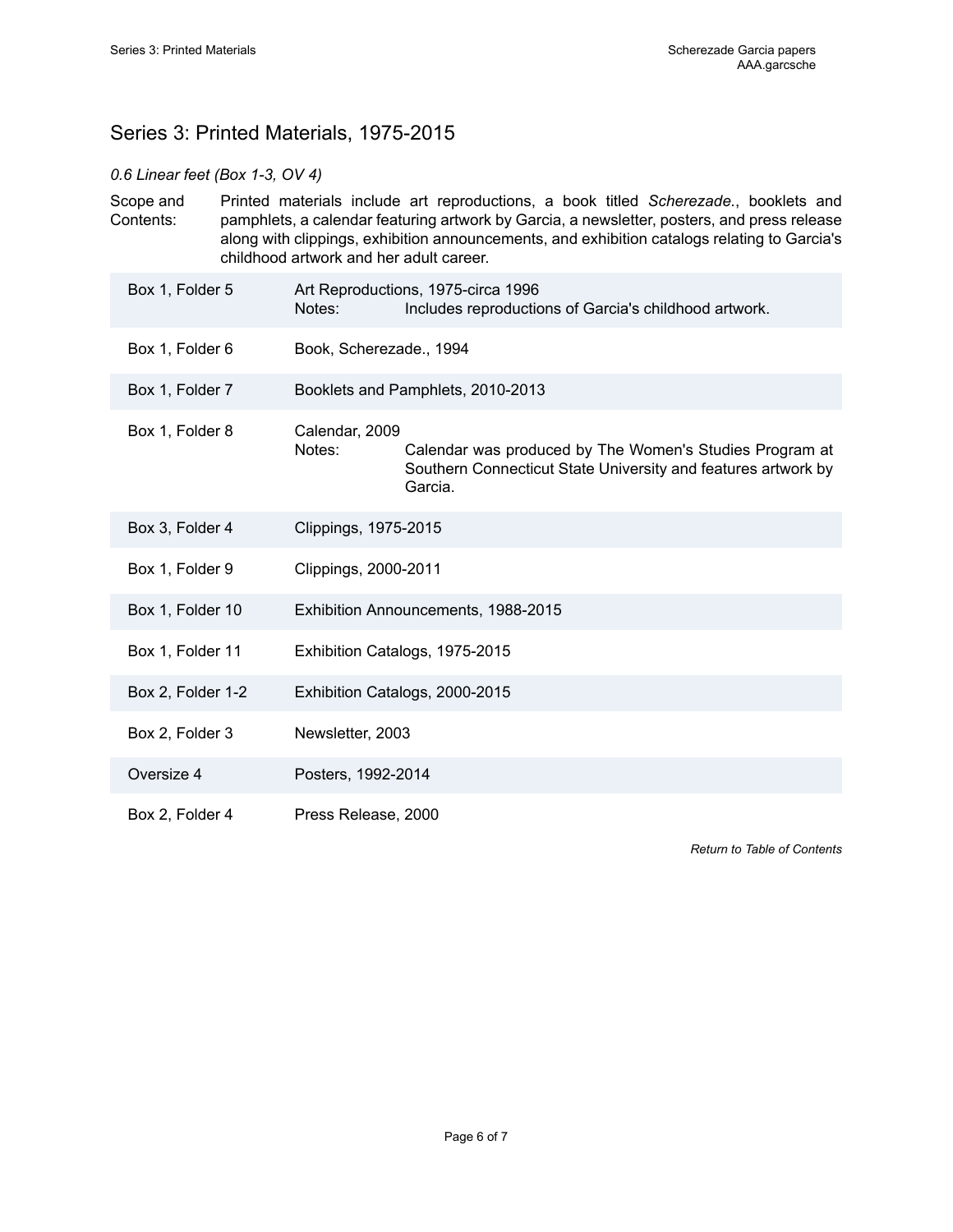## Series 3: Printed Materials, 1975-2015

*0.6 Linear feet (Box 1-3, OV 4)*

Scope and Contents: Printed materials include art reproductions, a book titled *Scherezade.*, booklets and pamphlets, a calendar featuring artwork by Garcia, a newsletter, posters, and press release along with clippings, exhibition announcements, and exhibition catalogs relating to Garcia's childhood artwork and her adult career.

| Location | Description |
| --- | --- |
| Box 1, Folder 5 | Art Reproductions, 1975-circa 1996<br>Notes: Includes reproductions of Garcia's childhood artwork. |
| Box 1, Folder 6 | Book, Scherezade., 1994 |
| Box 1, Folder 7 | Booklets and Pamphlets, 2010-2013 |
| Box 1, Folder 8 | Calendar, 2009<br>Notes: Calendar was produced by The Women's Studies Program at Southern Connecticut State University and features artwork by Garcia. |
| Box 3, Folder 4 | Clippings, 1975-2015 |
| Box 1, Folder 9 | Clippings, 2000-2011 |
| Box 1, Folder 10 | Exhibition Announcements, 1988-2015 |
| Box 1, Folder 11 | Exhibition Catalogs, 1975-2015 |
| Box 2, Folder 1-2 | Exhibition Catalogs, 2000-2015 |
| Box 2, Folder 3 | Newsletter, 2003 |
| Oversize 4 | Posters, 1992-2014 |
| Box 2, Folder 4 | Press Release, 2000 |

*Return to Table of Contents*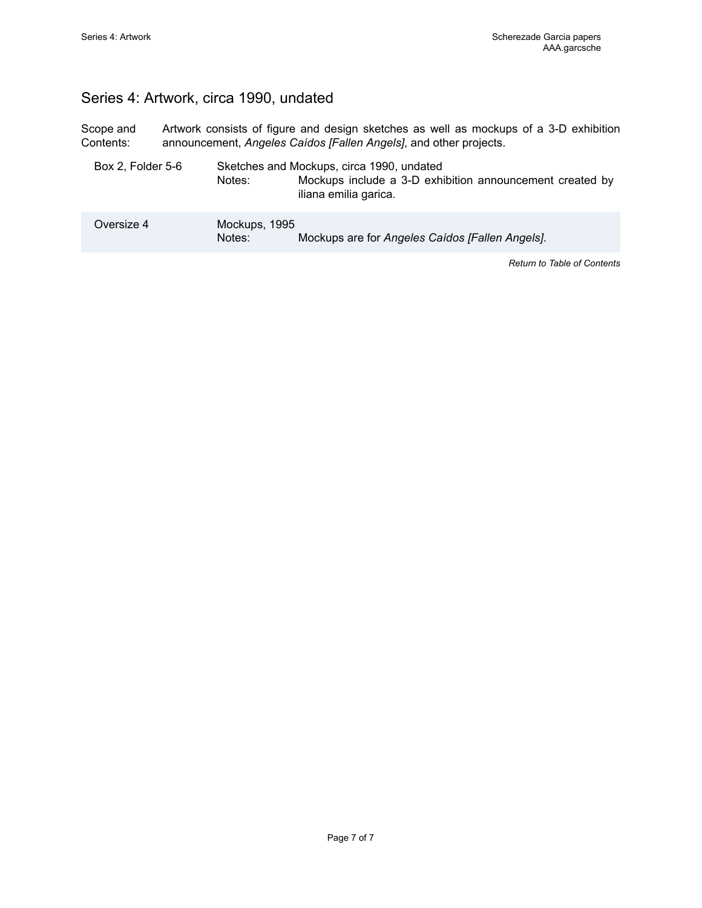## Series 4: Artwork, circa 1990, undated

Scope and Contents: Artwork consists of figure and design sketches as well as mockups of a 3-D exhibition announcement, *Angeles Caídos [Fallen Angels]*, and other projects.

| | |
|---|---|
| Box 2, Folder 5-6 | Sketches and Mockups, circa 1990, undated<br>Notes: Mockups include a 3-D exhibition announcement created by iliana emilia garica. |
| Oversize 4 | Mockups, 1995<br>Notes: Mockups are for *Angeles Caídos [Fallen Angels]*. |

*Return to Table of Contents*